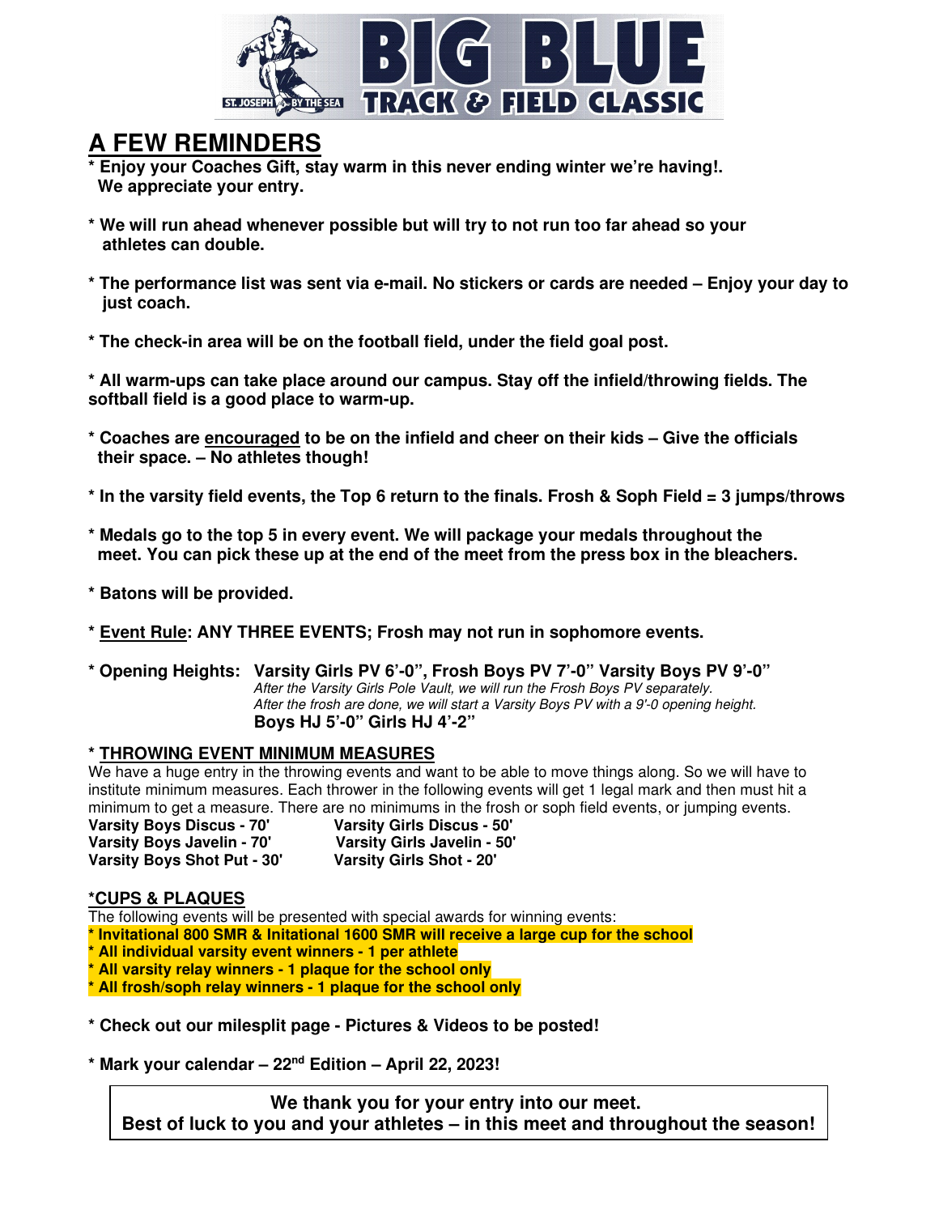# BIG BLUE TRACK & FIELD CLASSIC

ST. JOSEPH BY THE SEA

## A FEW REMINDERS

**\* Enjoy your Coaches Gift, stay warm in this never ending winter we're having!. We appreciate your entry.**

**\* We will run ahead whenever possible but will try to not run too far ahead so your athletes can double.**

**\* The performance list was sent via e-mail. No stickers or cards are needed – Enjoy your day to just coach.**

**\* The check-in area will be on the football field, under the field goal post.**

**\* All warm-ups can take place around our campus. Stay off the infield/throwing fields. The softball field is a good place to warm-up.**

**\* Coaches are <u>encouraged</u> to be on the infield and cheer on their kids – Give the officials their space. – No athletes though!**

**\* In the varsity field events, the Top 6 return to the finals. Frosh & Soph Field = 3 jumps/throws**

**\* Medals go to the top 5 in every event. We will package your medals throughout the meet. You can pick these up at the end of the meet from the press box in the bleachers.**

**\* Batons will be provided.**

**\* <u>Event Rule</u>: ANY THREE EVENTS; Frosh may not run in sophomore events.**

**\* Opening Heights: Varsity Girls PV 6'-0", Frosh Boys PV 7'-0" Varsity Boys PV 9'-0"**
*After the Varsity Girls Pole Vault, we will run the Frosh Boys PV separately.*
*After the frosh are done, we will start a Varsity Boys PV with a 9'-0 opening height.*
**Boys HJ 5'-0" Girls HJ 4'-2"**

### \* <u>THROWING EVENT MINIMUM MEASURES</u>

We have a huge entry in the throwing events and want to be able to move things along. So we will have to institute minimum measures. Each thrower in the following events will get 1 legal mark and then must hit a minimum to get a measure. There are no minimums in the frosh or soph field events, or jumping events.

**Varsity Boys Discus - 70'** — **Varsity Girls Discus - 50'**
**Varsity Boys Javelin - 70'** — **Varsity Girls Javelin - 50'**
**Varsity Boys Shot Put - 30'** — **Varsity Girls Shot - 20'**

### \*<u>CUPS & PLAQUES</u>

The following events will be presented with special awards for winning events:

**\* Invitational 800 SMR & Initational 1600 SMR will receive a large cup for the school**
**\* All individual varsity event winners - 1 per athlete**
**\* All varsity relay winners - 1 plaque for the school only**
**\* All frosh/soph relay winners - 1 plaque for the school only**

**\* Check out our milesplit page - Pictures & Videos to be posted!**

**\* Mark your calendar – 22nd Edition – April 22, 2023!**

**We thank you for your entry into our meet.**
**Best of luck to you and your athletes – in this meet and throughout the season!**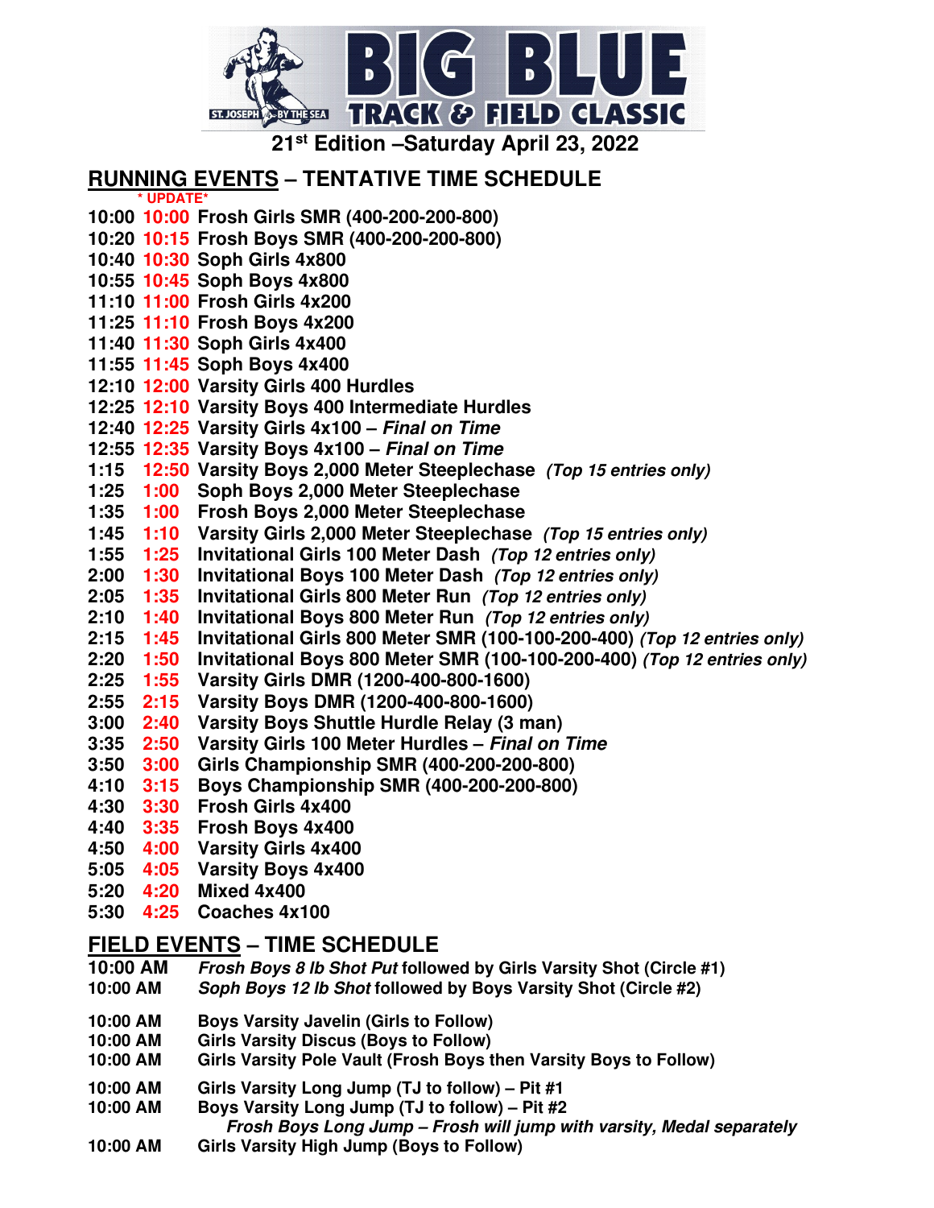# BIG BLUE TRACK & FIELD CLASSIC

ST. JOSEPH BY THE SEA

**21st Edition –Saturday April 23, 2022**

## RUNNING EVENTS – TENTATIVE TIME SCHEDULE

| | * UPDATE* | |
|---|---|---|
| 10:00 | 10:00 | Frosh Girls SMR (400-200-200-800) |
| 10:20 | 10:15 | Frosh Boys SMR (400-200-200-800) |
| 10:40 | 10:30 | Soph Girls 4x800 |
| 10:55 | 10:45 | Soph Boys 4x800 |
| 11:10 | 11:00 | Frosh Girls 4x200 |
| 11:25 | 11:10 | Frosh Boys 4x200 |
| 11:40 | 11:30 | Soph Girls 4x400 |
| 11:55 | 11:45 | Soph Boys 4x400 |
| 12:10 | 12:00 | Varsity Girls 400 Hurdles |
| 12:25 | 12:10 | Varsity Boys 400 Intermediate Hurdles |
| 12:40 | 12:25 | Varsity Girls 4x100 – *Final on Time* |
| 12:55 | 12:35 | Varsity Boys 4x100 – *Final on Time* |
| 1:15 | 12:50 | Varsity Boys 2,000 Meter Steeplechase *(Top 15 entries only)* |
| 1:25 | 1:00 | Soph Boys 2,000 Meter Steeplechase |
| 1:35 | 1:00 | Frosh Boys 2,000 Meter Steeplechase |
| 1:45 | 1:10 | Varsity Girls 2,000 Meter Steeplechase *(Top 15 entries only)* |
| 1:55 | 1:25 | Invitational Girls 100 Meter Dash *(Top 12 entries only)* |
| 2:00 | 1:30 | Invitational Boys 100 Meter Dash *(Top 12 entries only)* |
| 2:05 | 1:35 | Invitational Girls 800 Meter Run *(Top 12 entries only)* |
| 2:10 | 1:40 | Invitational Boys 800 Meter Run *(Top 12 entries only)* |
| 2:15 | 1:45 | Invitational Girls 800 Meter SMR (100-100-200-400) *(Top 12 entries only)* |
| 2:20 | 1:50 | Invitational Boys 800 Meter SMR (100-100-200-400) *(Top 12 entries only)* |
| 2:25 | 1:55 | Varsity Girls DMR (1200-400-800-1600) |
| 2:55 | 2:15 | Varsity Boys DMR (1200-400-800-1600) |
| 3:00 | 2:40 | Varsity Boys Shuttle Hurdle Relay (3 man) |
| 3:35 | 2:50 | Varsity Girls 100 Meter Hurdles – *Final on Time* |
| 3:50 | 3:00 | Girls Championship SMR (400-200-200-800) |
| 4:10 | 3:15 | Boys Championship SMR (400-200-200-800) |
| 4:30 | 3:30 | Frosh Girls 4x400 |
| 4:40 | 3:35 | Frosh Boys 4x400 |
| 4:50 | 4:00 | Varsity Girls 4x400 |
| 5:05 | 4:05 | Varsity Boys 4x400 |
| 5:20 | 4:20 | Mixed 4x400 |
| 5:30 | 4:25 | Coaches 4x100 |

## FIELD EVENTS – TIME SCHEDULE

| | |
|---|---|
| 10:00 AM | *Frosh Boys 8 lb Shot Put* followed by Girls Varsity Shot (Circle #1) |
| 10:00 AM | *Soph Boys 12 lb Shot* followed by Boys Varsity Shot (Circle #2) |
| 10:00 AM | Boys Varsity Javelin (Girls to Follow) |
| 10:00 AM | Girls Varsity Discus (Boys to Follow) |
| 10:00 AM | Girls Varsity Pole Vault (Frosh Boys then Varsity Boys to Follow) |
| 10:00 AM | Girls Varsity Long Jump (TJ to follow) – Pit #1 |
| 10:00 AM | Boys Varsity Long Jump (TJ to follow) – Pit #2<br>*Frosh Boys Long Jump – Frosh will jump with varsity, Medal separately* |
| 10:00 AM | Girls Varsity High Jump (Boys to Follow) |